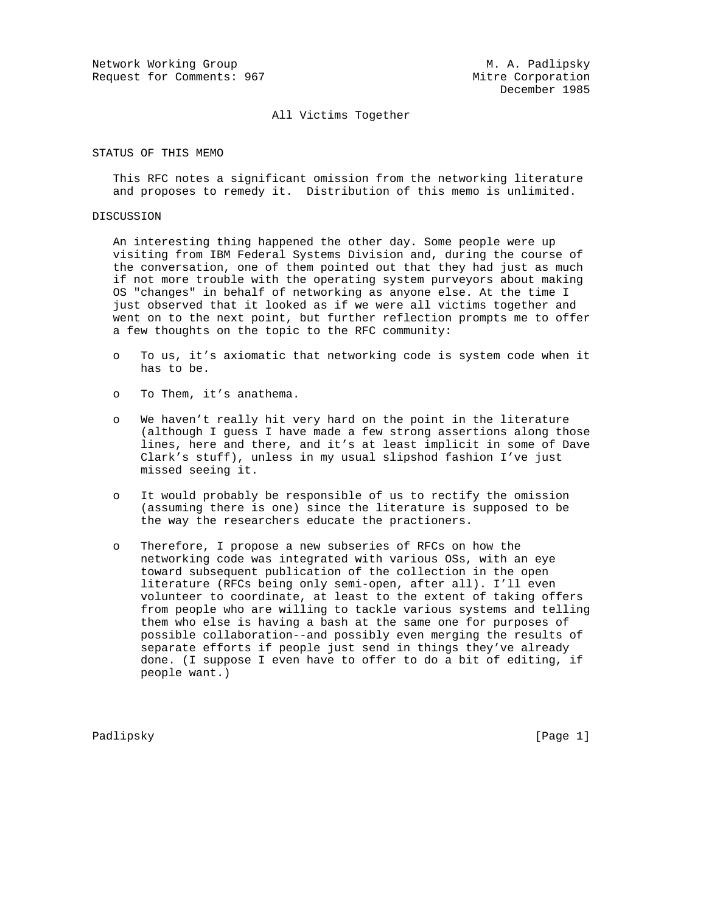Network Working Group M. A. Padlipsky
Request for Comments: 967 Mitre Corporation
December 1985

# All Victims Together

## STATUS OF THIS MEMO

This RFC notes a significant omission from the networking literature and proposes to remedy it. Distribution of this memo is unlimited.

## DISCUSSION

An interesting thing happened the other day. Some people were up visiting from IBM Federal Systems Division and, during the course of the conversation, one of them pointed out that they had just as much if not more trouble with the operating system purveyors about making OS "changes" in behalf of networking as anyone else. At the time I just observed that it looked as if we were all victims together and went on to the next point, but further reflection prompts me to offer a few thoughts on the topic to the RFC community:

- To us, it’s axiomatic that networking code is system code when it has to be.
- To Them, it’s anathema.
- We haven’t really hit very hard on the point in the literature (although I guess I have made a few strong assertions along those lines, here and there, and it’s at least implicit in some of Dave Clark’s stuff), unless in my usual slipshod fashion I’ve just missed seeing it.
- It would probably be responsible of us to rectify the omission (assuming there is one) since the literature is supposed to be the way the researchers educate the practioners.
- Therefore, I propose a new subseries of RFCs on how the networking code was integrated with various OSs, with an eye toward subsequent publication of the collection in the open literature (RFCs being only semi-open, after all). I’ll even volunteer to coordinate, at least to the extent of taking offers from people who are willing to tackle various systems and telling them who else is having a bash at the same one for purposes of possible collaboration--and possibly even merging the results of separate efforts if people just send in things they’ve already done. (I suppose I even have to offer to do a bit of editing, if people want.)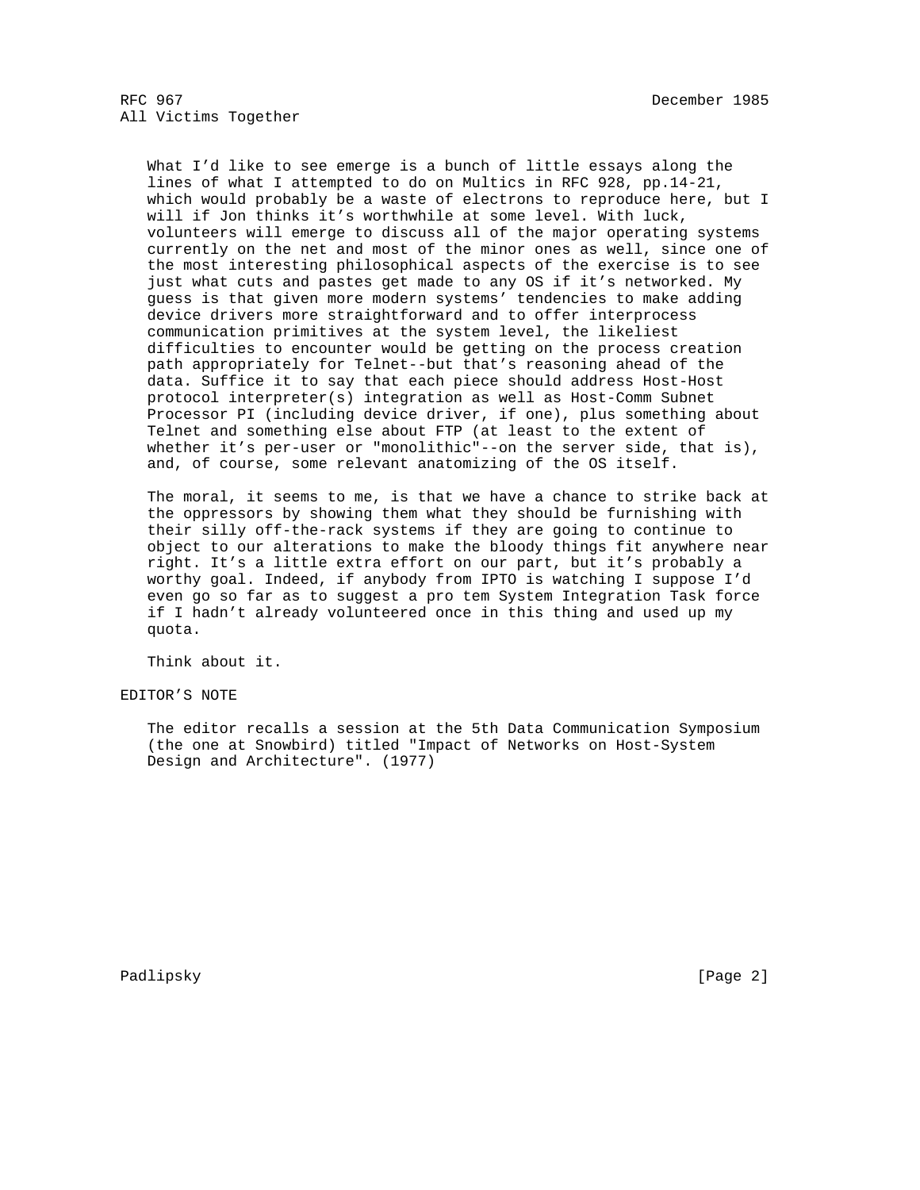What I'd like to see emerge is a bunch of little essays along the lines of what I attempted to do on Multics in RFC 928, pp.14-21, which would probably be a waste of electrons to reproduce here, but I will if Jon thinks it's worthwhile at some level. With luck, volunteers will emerge to discuss all of the major operating systems currently on the net and most of the minor ones as well, since one of the most interesting philosophical aspects of the exercise is to see just what cuts and pastes get made to any OS if it's networked. My guess is that given more modern systems' tendencies to make adding device drivers more straightforward and to offer interprocess communication primitives at the system level, the likeliest difficulties to encounter would be getting on the process creation path appropriately for Telnet--but that's reasoning ahead of the data. Suffice it to say that each piece should address Host-Host protocol interpreter(s) integration as well as Host-Comm Subnet Processor PI (including device driver, if one), plus something about Telnet and something else about FTP (at least to the extent of whether it's per-user or "monolithic"--on the server side, that is), and, of course, some relevant anatomizing of the OS itself.

The moral, it seems to me, is that we have a chance to strike back at the oppressors by showing them what they should be furnishing with their silly off-the-rack systems if they are going to continue to object to our alterations to make the bloody things fit anywhere near right. It's a little extra effort on our part, but it's probably a worthy goal. Indeed, if anybody from IPTO is watching I suppose I'd even go so far as to suggest a pro tem System Integration Task force if I hadn't already volunteered once in this thing and used up my quota.

Think about it.

## EDITOR'S NOTE

The editor recalls a session at the 5th Data Communication Symposium (the one at Snowbird) titled "Impact of Networks on Host-System Design and Architecture". (1977)